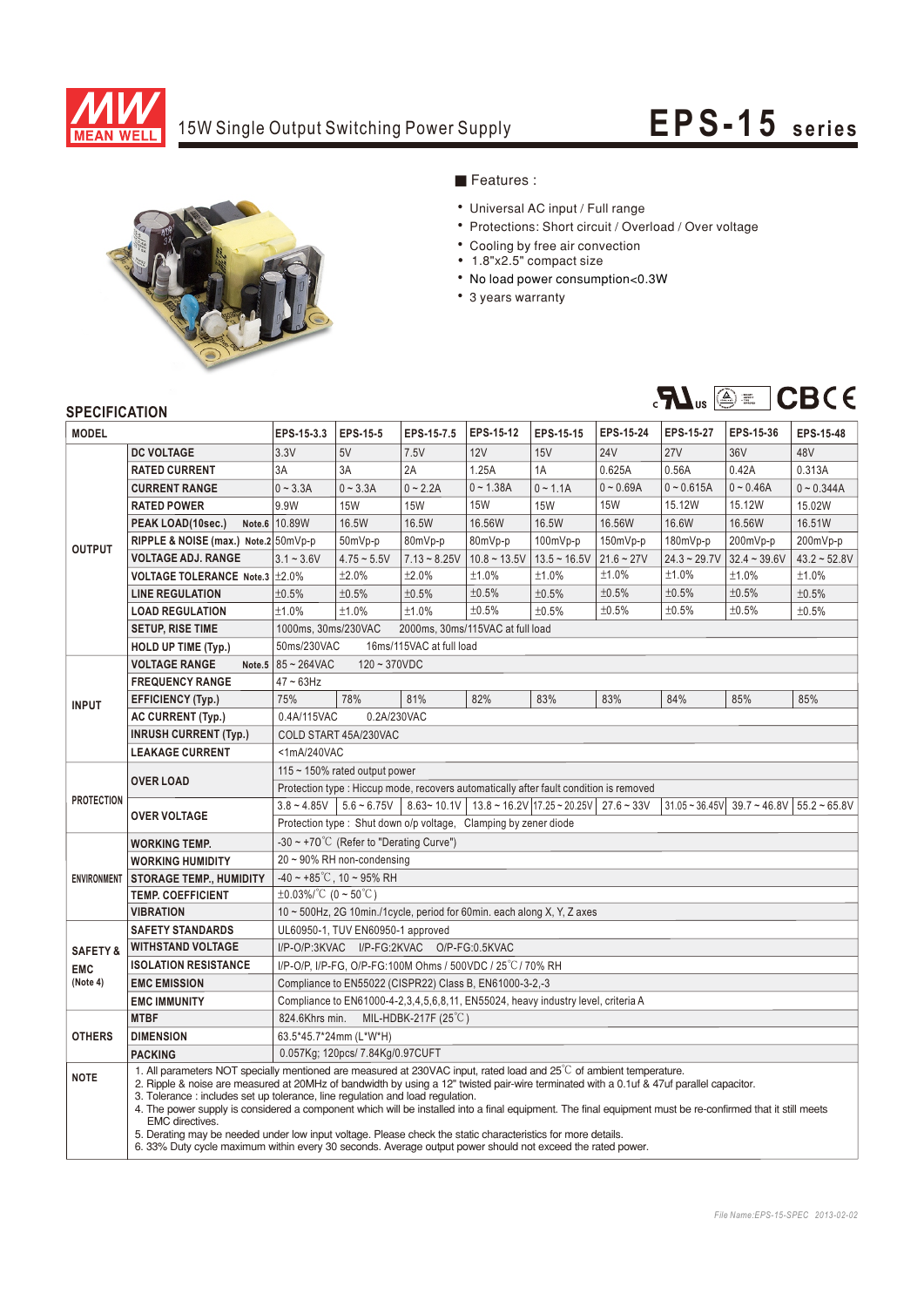# 15W Single Output Switching Power Supply

## EPS-15 series

■ Features :

- Universal AC input / Full range
- Protections: Short circuit / Overload / Over voltage
- Cooling by free air convection
- 1.8"x2.5" compact size
- No load power consumption<0.3W
- 3 years warranty

## SPECIFICATION

| MODEL | | EPS-15-3.3 | EPS-15-5 | EPS-15-7.5 | EPS-15-12 | EPS-15-15 | EPS-15-24 | EPS-15-27 | EPS-15-36 | EPS-15-48 |
|---|---|---|---|---|---|---|---|---|---|---|
| OUTPUT | DC VOLTAGE | 3.3V | 5V | 7.5V | 12V | 15V | 24V | 27V | 36V | 48V |
| | RATED CURRENT | 3A | 3A | 2A | 1.25A | 1A | 0.625A | 0.56A | 0.42A | 0.313A |
| | CURRENT RANGE | 0 ~ 3.3A | 0 ~ 3.3A | 0 ~ 2.2A | 0 ~ 1.38A | 0 ~ 1.1A | 0 ~ 0.69A | 0 ~ 0.615A | 0 ~ 0.46A | 0 ~ 0.344A |
| | RATED POWER | 9.9W | 15W | 15W | 15W | 15W | 15W | 15.12W | 15.12W | 15.02W |
| | PEAK LOAD(10sec.) Note.6 | 10.89W | 16.5W | 16.5W | 16.56W | 16.5W | 16.56W | 16.6W | 16.56W | 16.51W |
| | RIPPLE & NOISE (max.) Note.2 | 50mVp-p | 50mVp-p | 80mVp-p | 80mVp-p | 100mVp-p | 150mVp-p | 180mVp-p | 200mVp-p | 200mVp-p |
| | VOLTAGE ADJ. RANGE | 3.1 ~ 3.6V | 4.75 ~ 5.5V | 7.13 ~ 8.25V | 10.8 ~ 13.5V | 13.5 ~ 16.5V | 21.6 ~ 27V | 24.3 ~ 29.7V | 32.4 ~ 39.6V | 43.2 ~ 52.8V |
| | VOLTAGE TOLERANCE Note.3 | ±2.0% | ±2.0% | ±2.0% | ±1.0% | ±1.0% | ±1.0% | ±1.0% | ±1.0% | ±1.0% |
| | LINE REGULATION | ±0.5% | ±0.5% | ±0.5% | ±0.5% | ±0.5% | ±0.5% | ±0.5% | ±0.5% | ±0.5% |
| | LOAD REGULATION | ±1.0% | ±1.0% | ±1.0% | ±0.5% | ±0.5% | ±0.5% | ±0.5% | ±0.5% | ±0.5% |
| | SETUP, RISE TIME | 1000ms, 30ms/230VAC 2000ms, 30ms/115VAC at full load | | | | | | | | |
| | HOLD UP TIME (Typ.) | 50ms/230VAC 16ms/115VAC at full load | | | | | | | | |
| INPUT | VOLTAGE RANGE Note.5 | 85 ~ 264VAC 120 ~ 370VDC | | | | | | | | |
| | FREQUENCY RANGE | 47 ~ 63Hz | | | | | | | | |
| | EFFICIENCY (Typ.) | 75% | 78% | 81% | 82% | 83% | 83% | 84% | 85% | 85% |
| | AC CURRENT (Typ.) | 0.4A/115VAC 0.2A/230VAC | | | | | | | | |
| | INRUSH CURRENT (Typ.) | COLD START 45A/230VAC | | | | | | | | |
| | LEAKAGE CURRENT | <1mA/240VAC | | | | | | | | |
| PROTECTION | OVER LOAD | 115 ~ 150% rated output power | | | | | | | | |
| | | Protection type : Hiccup mode, recovers automatically after fault condition is removed | | | | | | | | |
| | OVER VOLTAGE | 3.8 ~ 4.85V | 5.6 ~ 6.75V | 8.63~ 10.1V | 13.8 ~ 16.2V | 17.25 ~ 20.25V | 27.6 ~ 33V | 31.05 ~ 36.45V | 39.7 ~ 46.8V | 55.2 ~ 65.8V |
| | | Protection type : Shut down o/p voltage, Clamping by zener diode | | | | | | | | |
| ENVIRONMENT | WORKING TEMP. | -30 ~ +70℃ (Refer to "Derating Curve") | | | | | | | | |
| | WORKING HUMIDITY | 20 ~ 90% RH non-condensing | | | | | | | | |
| | STORAGE TEMP., HUMIDITY | -40 ~ +85℃, 10 ~ 95% RH | | | | | | | | |
| | TEMP. COEFFICIENT | ±0.03%/℃ (0 ~ 50℃) | | | | | | | | |
| | VIBRATION | 10 ~ 500Hz, 2G 10min./1cycle, period for 60min. each along X, Y, Z axes | | | | | | | | |
| SAFETY & EMC (Note 4) | SAFETY STANDARDS | UL60950-1, TUV EN60950-1 approved | | | | | | | | |
| | WITHSTAND VOLTAGE | I/P-O/P:3KVAC I/P-FG:2KVAC O/P-FG:0.5KVAC | | | | | | | | |
| | ISOLATION RESISTANCE | I/P-O/P, I/P-FG, O/P-FG:100M Ohms / 500VDC / 25℃/ 70% RH | | | | | | | | |
| | EMC EMISSION | Compliance to EN55022 (CISPR22) Class B, EN61000-3-2,-3 | | | | | | | | |
| | EMC IMMUNITY | Compliance to EN61000-4-2,3,4,5,6,8,11, EN55024, heavy industry level, criteria A | | | | | | | | |
| OTHERS | MTBF | 824.6Khrs min. MIL-HDBK-217F (25℃) | | | | | | | | |
| | DIMENSION | 63.5*45.7*24mm (L*W*H) | | | | | | | | |
| | PACKING | 0.057Kg; 120pcs/ 7.84Kg/0.97CUFT | | | | | | | | |

**NOTE**

1. All parameters NOT specially mentioned are measured at 230VAC input, rated load and 25℃ of ambient temperature.
2. Ripple & noise are measured at 20MHz of bandwidth by using a 12" twisted pair-wire terminated with a 0.1uf & 47uf parallel capacitor.
3. Tolerance : includes set up tolerance, line regulation and load regulation.
4. The power supply is considered a component which will be installed into a final equipment. The final equipment must be re-confirmed that it still meets EMC directives.
5. Derating may be needed under low input voltage. Please check the static characteristics for more details.
6. 33% Duty cycle maximum within every 30 seconds. Average output power should not exceed the rated power.

File Name:EPS-15-SPEC 2013-02-02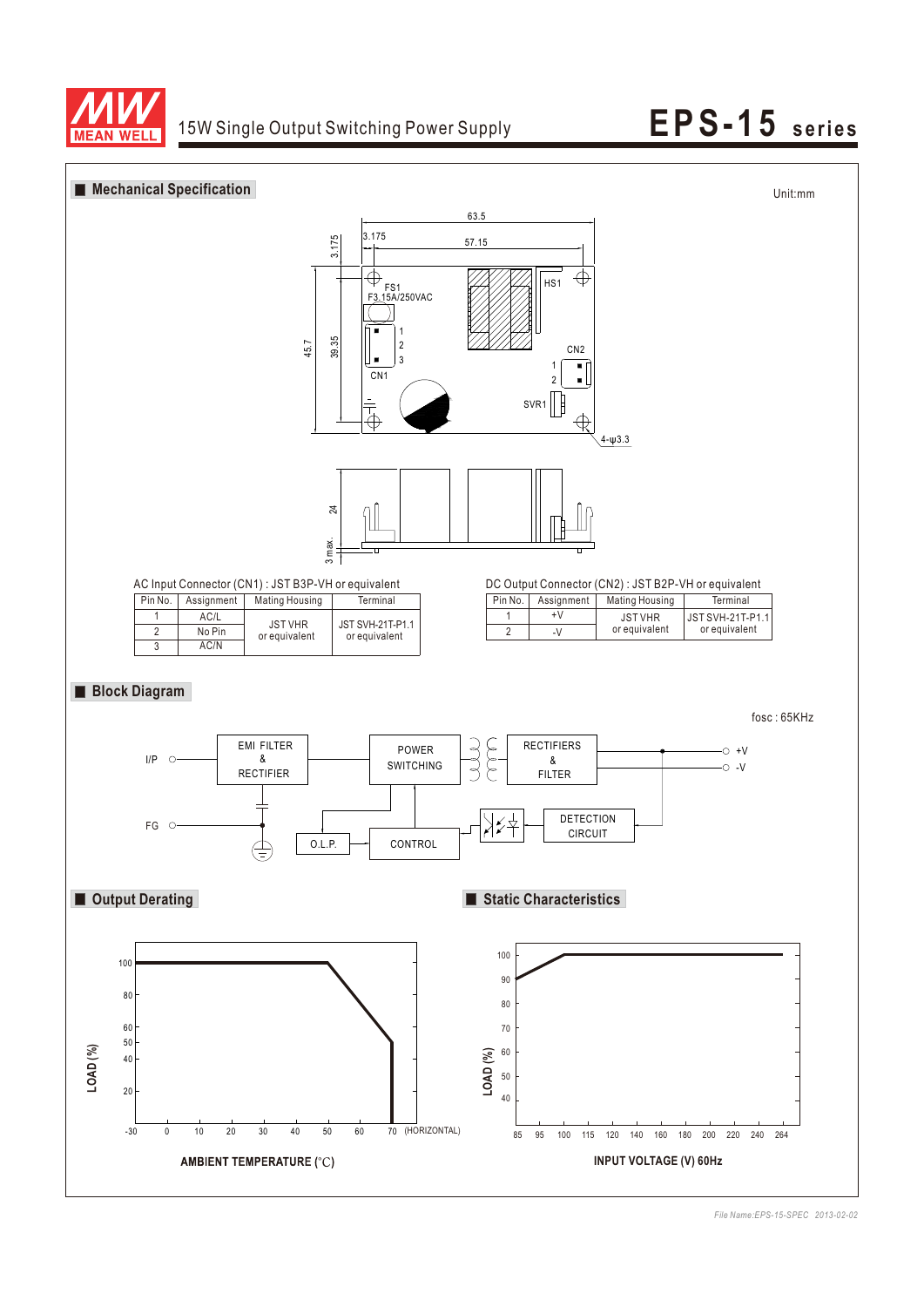15W Single Output Switching Power Supply

# EPS-15 series

## Mechanical Specification

Unit:mm

63.5
3.175
57.15
3.175
45.7
39.35
FS1
F3.15A/250VAC
HS1
CN1
CN2
SVR1
4-φ3.3
24
3 max.

AC Input Connector (CN1) : JST B3P-VH or equivalent

| Pin No. | Assignment | Mating Housing | Terminal |
|---|---|---|---|
| 1 | AC/L | JST VHR or equivalent | JST SVH-21T-P1.1 or equivalent |
| 2 | No Pin | | |
| 3 | AC/N | | |

DC Output Connector (CN2) : JST B2P-VH or equivalent

| Pin No. | Assignment | Mating Housing | Terminal |
|---|---|---|---|
| 1 | +V | JST VHR or equivalent | JST SVH-21T-P1.1 or equivalent |
| 2 | -V | | |

## Block Diagram

fosc : 65KHz

I/P
EMI FILTER & RECTIFIER
POWER SWITCHING
RECTIFIERS & FILTER
+V
-V
FG
O.L.P.
CONTROL
DETECTION CIRCUIT

## Output Derating

LOAD (%)
100
80
60
50
40
20
-30 0 10 20 30 40 50 60 70 (HORIZONTAL)
AMBIENT TEMPERATURE (℃)

## Static Characteristics

LOAD (%)
100
90
80
70
60
50
40
85 95 100 115 120 140 160 180 200 220 240 264
INPUT VOLTAGE (V) 60Hz

*File Name:EPS-15-SPEC 2013-02-02*